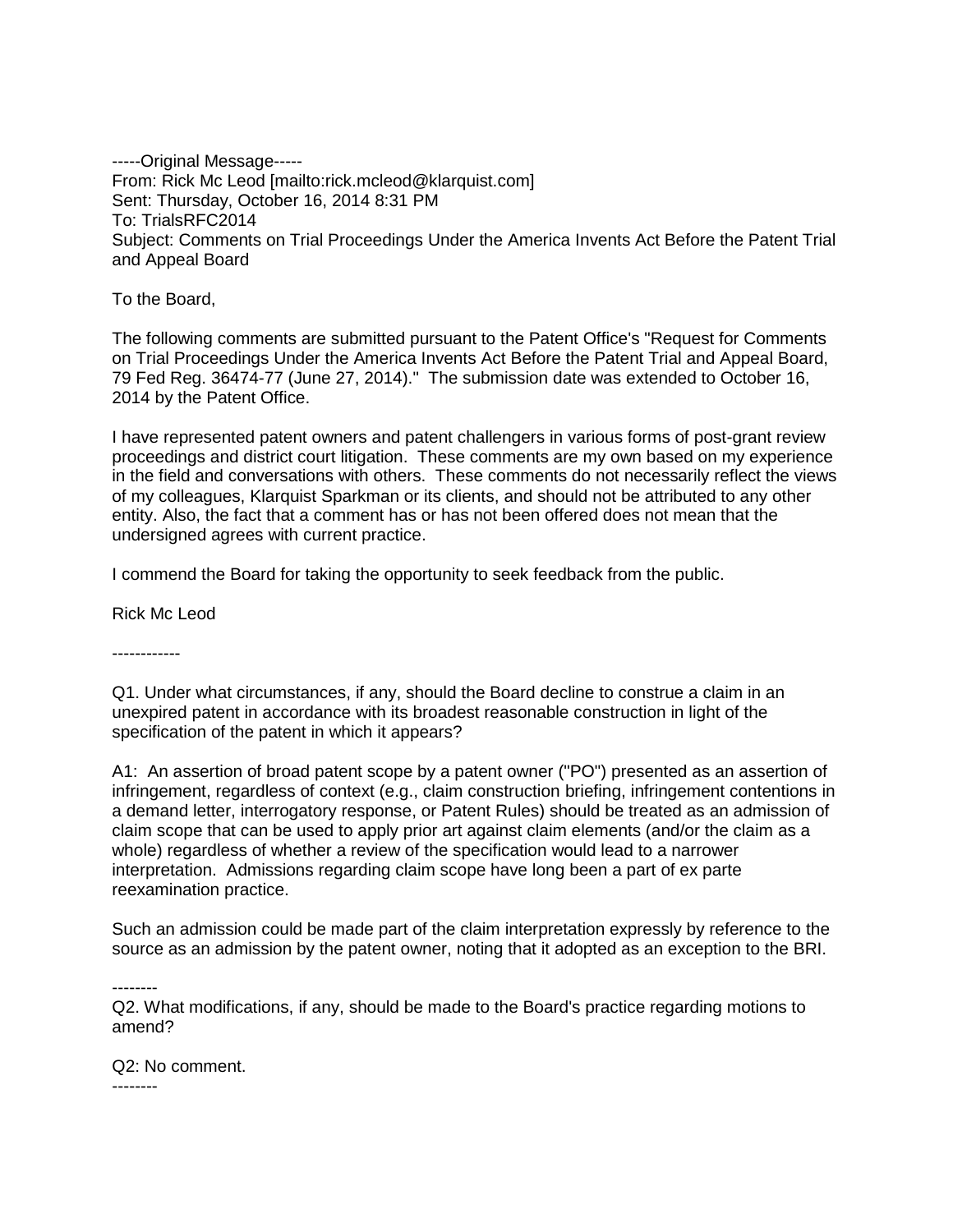-----Original Message-----  
From: Rick Mc Leod [mailto:rick.mcleod@klarquist.com]  
Sent: Thursday, October 16, 2014 8:31 PM  
To: TrialsRFC2014  
Subject: Comments on Trial Proceedings Under the America Invents Act Before the Patent Trial and Appeal Board

To the Board,

The following comments are submitted pursuant to the Patent Office's "Request for Comments on Trial Proceedings Under the America Invents Act Before the Patent Trial and Appeal Board, 79 Fed Reg. 36474-77 (June 27, 2014)." The submission date was extended to October 16, 2014 by the Patent Office.

I have represented patent owners and patent challengers in various forms of post-grant review proceedings and district court litigation. These comments are my own based on my experience in the field and conversations with others. These comments do not necessarily reflect the views of my colleagues, Klarquist Sparkman or its clients, and should not be attributed to any other entity. Also, the fact that a comment has or has not been offered does not mean that the undersigned agrees with current practice.

I commend the Board for taking the opportunity to seek feedback from the public.

Rick Mc Leod

------------

Q1. Under what circumstances, if any, should the Board decline to construe a claim in an unexpired patent in accordance with its broadest reasonable construction in light of the specification of the patent in which it appears?

A1: An assertion of broad patent scope by a patent owner ("PO") presented as an assertion of infringement, regardless of context (e.g., claim construction briefing, infringement contentions in a demand letter, interrogatory response, or Patent Rules) should be treated as an admission of claim scope that can be used to apply prior art against claim elements (and/or the claim as a whole) regardless of whether a review of the specification would lead to a narrower interpretation. Admissions regarding claim scope have long been a part of ex parte reexamination practice.

Such an admission could be made part of the claim interpretation expressly by reference to the source as an admission by the patent owner, noting that it adopted as an exception to the BRI.

--------

Q2. What modifications, if any, should be made to the Board's practice regarding motions to amend?

Q2: No comment.

--------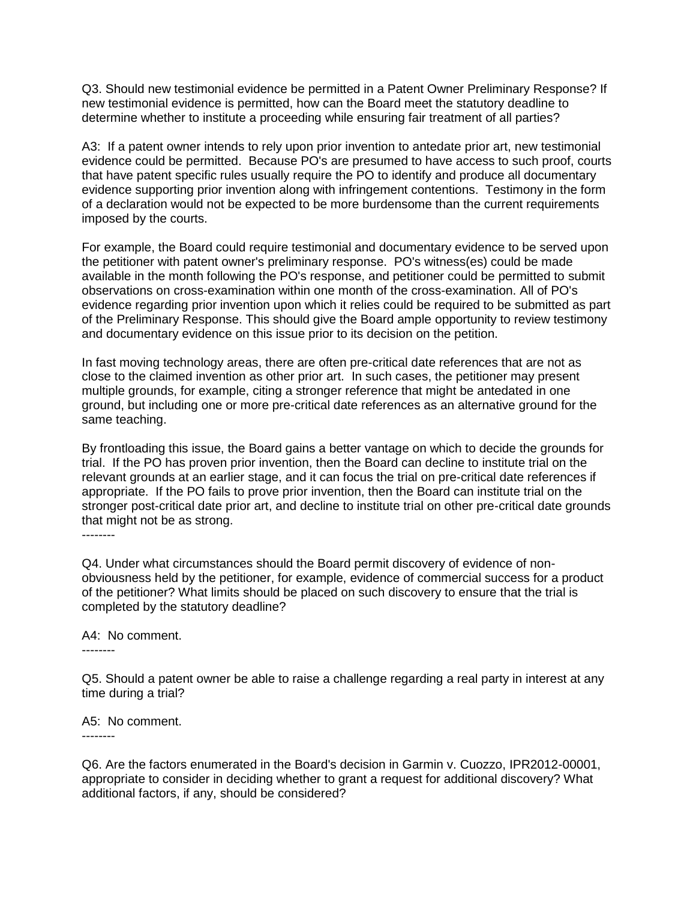Q3. Should new testimonial evidence be permitted in a Patent Owner Preliminary Response? If new testimonial evidence is permitted, how can the Board meet the statutory deadline to determine whether to institute a proceeding while ensuring fair treatment of all parties?

A3: If a patent owner intends to rely upon prior invention to antedate prior art, new testimonial evidence could be permitted. Because PO's are presumed to have access to such proof, courts that have patent specific rules usually require the PO to identify and produce all documentary evidence supporting prior invention along with infringement contentions. Testimony in the form of a declaration would not be expected to be more burdensome than the current requirements imposed by the courts.

For example, the Board could require testimonial and documentary evidence to be served upon the petitioner with patent owner's preliminary response. PO's witness(es) could be made available in the month following the PO's response, and petitioner could be permitted to submit observations on cross-examination within one month of the cross-examination. All of PO's evidence regarding prior invention upon which it relies could be required to be submitted as part of the Preliminary Response. This should give the Board ample opportunity to review testimony and documentary evidence on this issue prior to its decision on the petition.

In fast moving technology areas, there are often pre-critical date references that are not as close to the claimed invention as other prior art. In such cases, the petitioner may present multiple grounds, for example, citing a stronger reference that might be antedated in one ground, but including one or more pre-critical date references as an alternative ground for the same teaching.

By frontloading this issue, the Board gains a better vantage on which to decide the grounds for trial. If the PO has proven prior invention, then the Board can decline to institute trial on the relevant grounds at an earlier stage, and it can focus the trial on pre-critical date references if appropriate. If the PO fails to prove prior invention, then the Board can institute trial on the stronger post-critical date prior art, and decline to institute trial on other pre-critical date grounds that might not be as strong.

--------

Q4. Under what circumstances should the Board permit discovery of evidence of non-obviousness held by the petitioner, for example, evidence of commercial success for a product of the petitioner? What limits should be placed on such discovery to ensure that the trial is completed by the statutory deadline?

A4: No comment.

--------

Q5. Should a patent owner be able to raise a challenge regarding a real party in interest at any time during a trial?

A5: No comment.

--------

Q6. Are the factors enumerated in the Board's decision in Garmin v. Cuozzo, IPR2012-00001, appropriate to consider in deciding whether to grant a request for additional discovery? What additional factors, if any, should be considered?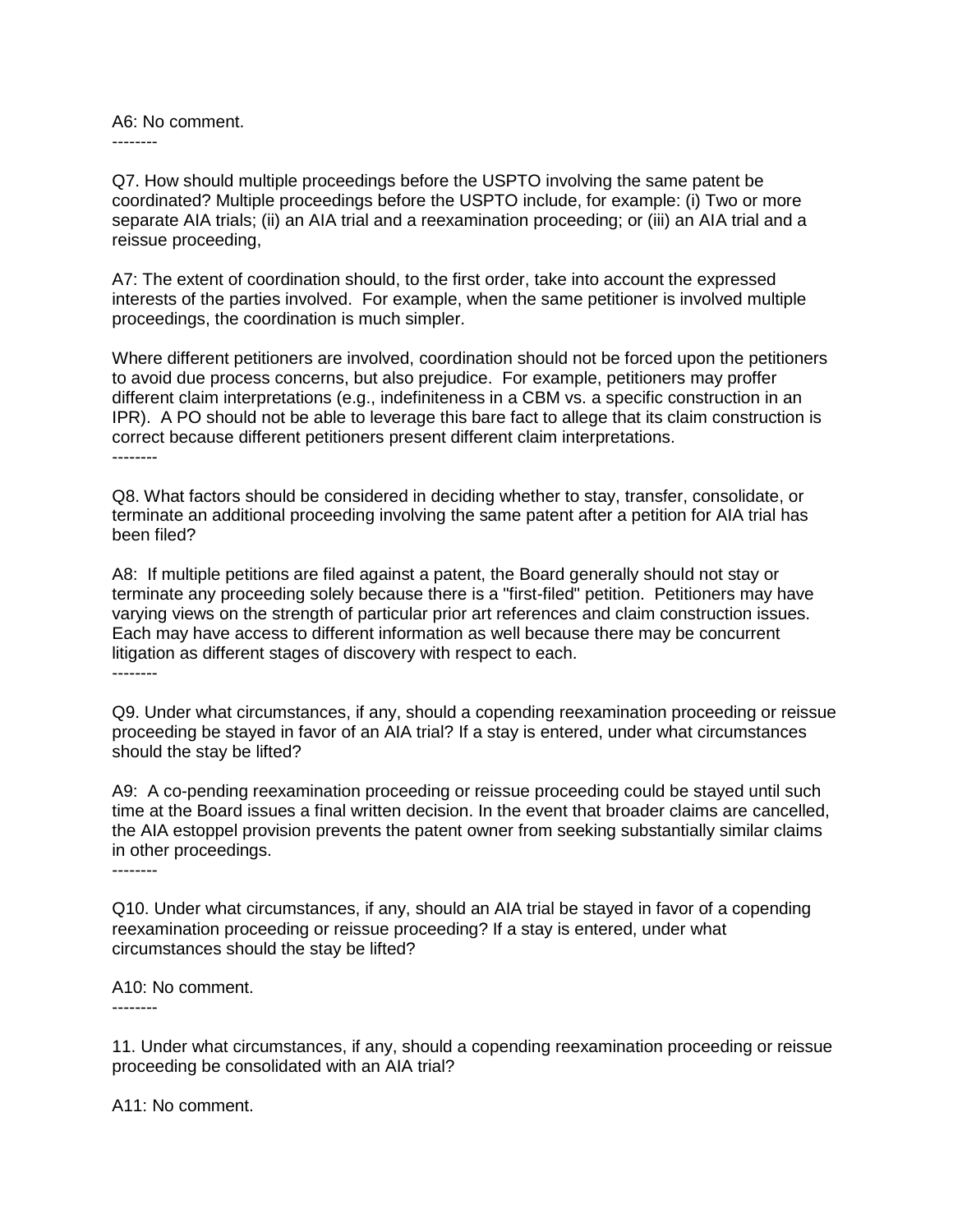A6: No comment.

--------

Q7. How should multiple proceedings before the USPTO involving the same patent be coordinated? Multiple proceedings before the USPTO include, for example: (i) Two or more separate AIA trials; (ii) an AIA trial and a reexamination proceeding; or (iii) an AIA trial and a reissue proceeding,

A7: The extent of coordination should, to the first order, take into account the expressed interests of the parties involved. For example, when the same petitioner is involved multiple proceedings, the coordination is much simpler.

Where different petitioners are involved, coordination should not be forced upon the petitioners to avoid due process concerns, but also prejudice. For example, petitioners may proffer different claim interpretations (e.g., indefiniteness in a CBM vs. a specific construction in an IPR). A PO should not be able to leverage this bare fact to allege that its claim construction is correct because different petitioners present different claim interpretations.

--------

Q8. What factors should be considered in deciding whether to stay, transfer, consolidate, or terminate an additional proceeding involving the same patent after a petition for AIA trial has been filed?

A8: If multiple petitions are filed against a patent, the Board generally should not stay or terminate any proceeding solely because there is a "first-filed" petition. Petitioners may have varying views on the strength of particular prior art references and claim construction issues. Each may have access to different information as well because there may be concurrent litigation as different stages of discovery with respect to each.

--------

Q9. Under what circumstances, if any, should a copending reexamination proceeding or reissue proceeding be stayed in favor of an AIA trial? If a stay is entered, under what circumstances should the stay be lifted?

A9: A co-pending reexamination proceeding or reissue proceeding could be stayed until such time at the Board issues a final written decision. In the event that broader claims are cancelled, the AIA estoppel provision prevents the patent owner from seeking substantially similar claims in other proceedings.

--------

Q10. Under what circumstances, if any, should an AIA trial be stayed in favor of a copending reexamination proceeding or reissue proceeding? If a stay is entered, under what circumstances should the stay be lifted?

A10: No comment.

--------

11. Under what circumstances, if any, should a copending reexamination proceeding or reissue proceeding be consolidated with an AIA trial?

A11: No comment.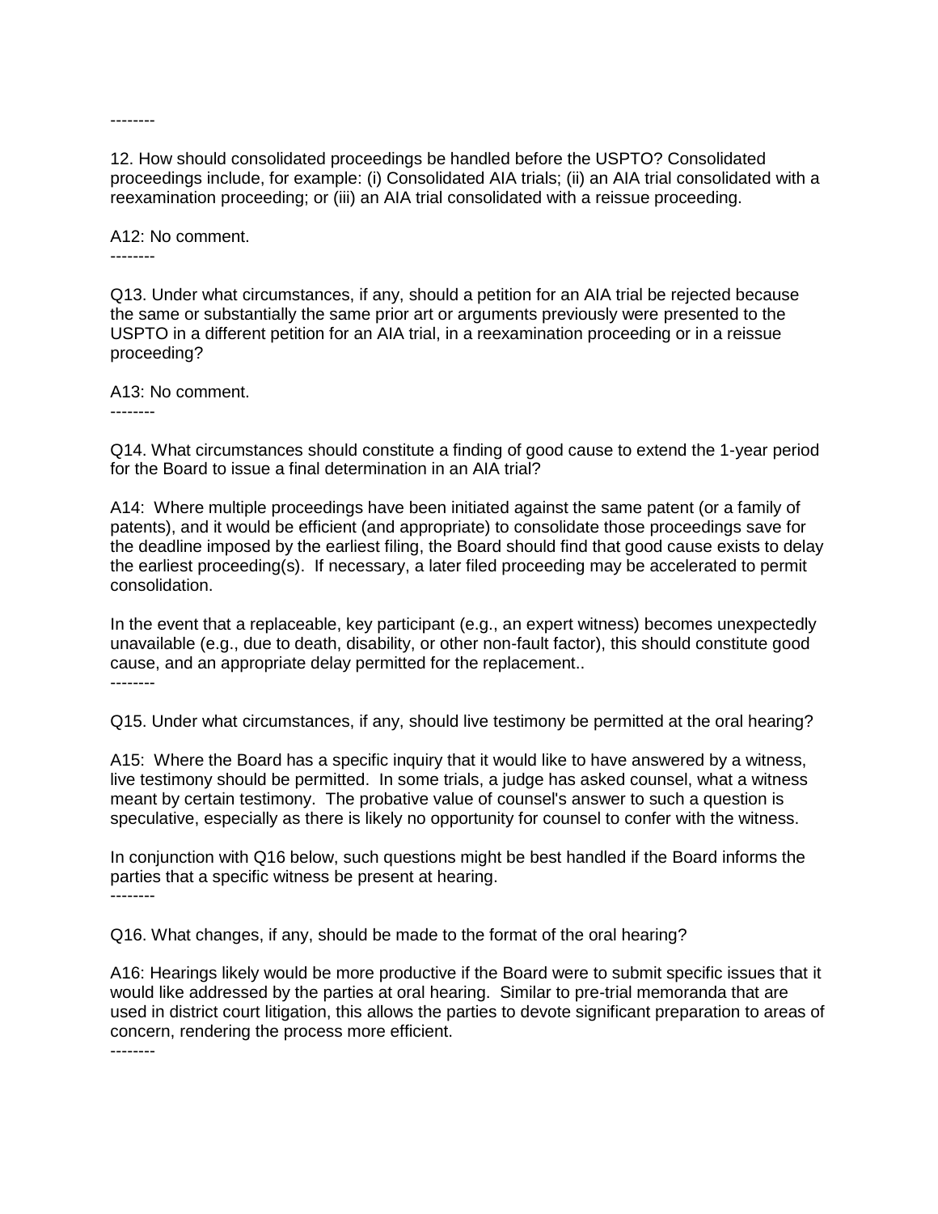--------

12. How should consolidated proceedings be handled before the USPTO? Consolidated proceedings include, for example: (i) Consolidated AIA trials; (ii) an AIA trial consolidated with a reexamination proceeding; or (iii) an AIA trial consolidated with a reissue proceeding.

A12: No comment.

--------

Q13. Under what circumstances, if any, should a petition for an AIA trial be rejected because the same or substantially the same prior art or arguments previously were presented to the USPTO in a different petition for an AIA trial, in a reexamination proceeding or in a reissue proceeding?

A13: No comment.

--------

Q14. What circumstances should constitute a finding of good cause to extend the 1-year period for the Board to issue a final determination in an AIA trial?

A14: Where multiple proceedings have been initiated against the same patent (or a family of patents), and it would be efficient (and appropriate) to consolidate those proceedings save for the deadline imposed by the earliest filing, the Board should find that good cause exists to delay the earliest proceeding(s). If necessary, a later filed proceeding may be accelerated to permit consolidation.

In the event that a replaceable, key participant (e.g., an expert witness) becomes unexpectedly unavailable (e.g., due to death, disability, or other non-fault factor), this should constitute good cause, and an appropriate delay permitted for the replacement..

--------

Q15. Under what circumstances, if any, should live testimony be permitted at the oral hearing?

A15: Where the Board has a specific inquiry that it would like to have answered by a witness, live testimony should be permitted. In some trials, a judge has asked counsel, what a witness meant by certain testimony. The probative value of counsel's answer to such a question is speculative, especially as there is likely no opportunity for counsel to confer with the witness.

In conjunction with Q16 below, such questions might be best handled if the Board informs the parties that a specific witness be present at hearing.

--------

Q16. What changes, if any, should be made to the format of the oral hearing?

A16: Hearings likely would be more productive if the Board were to submit specific issues that it would like addressed by the parties at oral hearing. Similar to pre-trial memoranda that are used in district court litigation, this allows the parties to devote significant preparation to areas of concern, rendering the process more efficient.

--------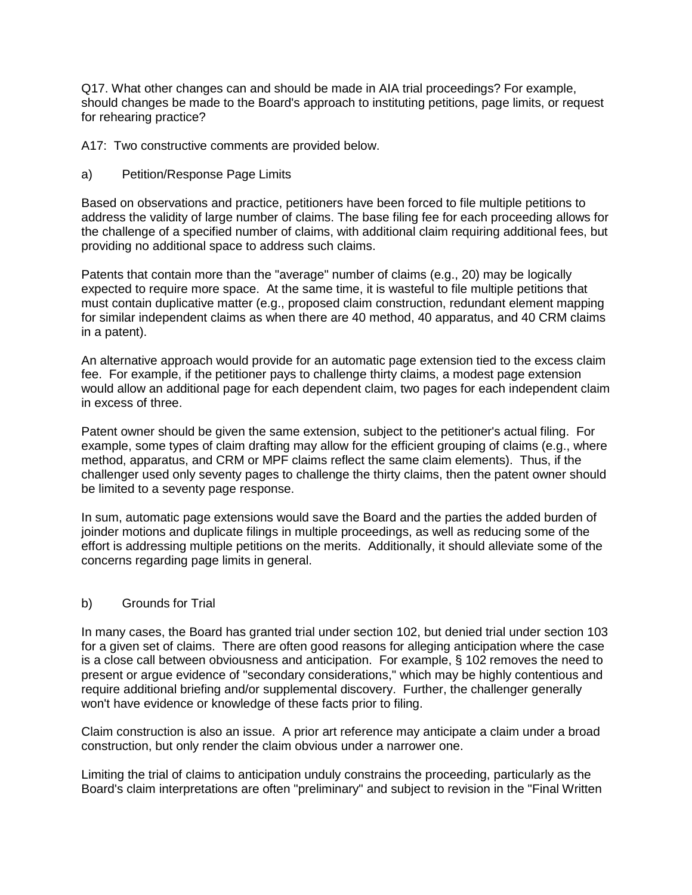Q17. What other changes can and should be made in AIA trial proceedings? For example, should changes be made to the Board's approach to instituting petitions, page limits, or request for rehearing practice?

A17: Two constructive comments are provided below.

a) Petition/Response Page Limits

Based on observations and practice, petitioners have been forced to file multiple petitions to address the validity of large number of claims. The base filing fee for each proceeding allows for the challenge of a specified number of claims, with additional claim requiring additional fees, but providing no additional space to address such claims.

Patents that contain more than the "average" number of claims (e.g., 20) may be logically expected to require more space. At the same time, it is wasteful to file multiple petitions that must contain duplicative matter (e.g., proposed claim construction, redundant element mapping for similar independent claims as when there are 40 method, 40 apparatus, and 40 CRM claims in a patent).

An alternative approach would provide for an automatic page extension tied to the excess claim fee. For example, if the petitioner pays to challenge thirty claims, a modest page extension would allow an additional page for each dependent claim, two pages for each independent claim in excess of three.

Patent owner should be given the same extension, subject to the petitioner's actual filing. For example, some types of claim drafting may allow for the efficient grouping of claims (e.g., where method, apparatus, and CRM or MPF claims reflect the same claim elements). Thus, if the challenger used only seventy pages to challenge the thirty claims, then the patent owner should be limited to a seventy page response.

In sum, automatic page extensions would save the Board and the parties the added burden of joinder motions and duplicate filings in multiple proceedings, as well as reducing some of the effort is addressing multiple petitions on the merits. Additionally, it should alleviate some of the concerns regarding page limits in general.

b) Grounds for Trial

In many cases, the Board has granted trial under section 102, but denied trial under section 103 for a given set of claims. There are often good reasons for alleging anticipation where the case is a close call between obviousness and anticipation. For example, § 102 removes the need to present or argue evidence of "secondary considerations," which may be highly contentious and require additional briefing and/or supplemental discovery. Further, the challenger generally won't have evidence or knowledge of these facts prior to filing.

Claim construction is also an issue. A prior art reference may anticipate a claim under a broad construction, but only render the claim obvious under a narrower one.

Limiting the trial of claims to anticipation unduly constrains the proceeding, particularly as the Board's claim interpretations are often "preliminary" and subject to revision in the "Final Written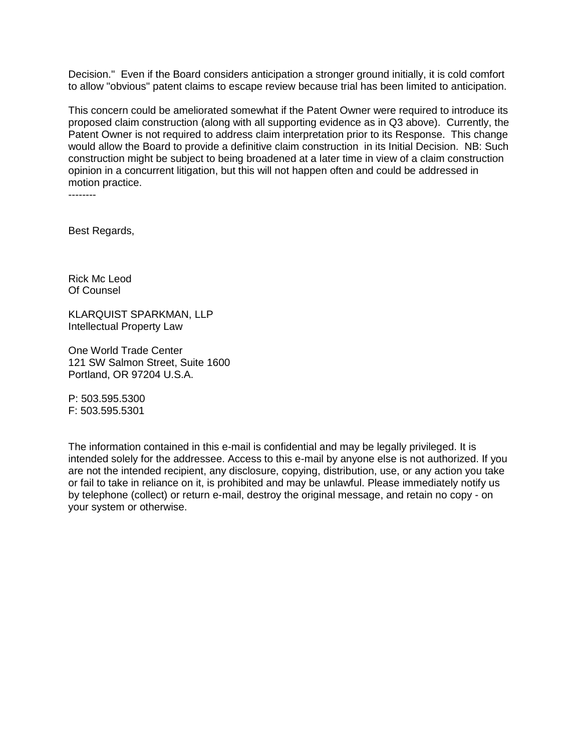Decision." Even if the Board considers anticipation a stronger ground initially, it is cold comfort to allow "obvious" patent claims to escape review because trial has been limited to anticipation.

This concern could be ameliorated somewhat if the Patent Owner were required to introduce its proposed claim construction (along with all supporting evidence as in Q3 above). Currently, the Patent Owner is not required to address claim interpretation prior to its Response. This change would allow the Board to provide a definitive claim construction in its Initial Decision. NB: Such construction might be subject to being broadened at a later time in view of a claim construction opinion in a concurrent litigation, but this will not happen often and could be addressed in motion practice.

--------

Best Regards,

Rick Mc Leod
Of Counsel

KLARQUIST SPARKMAN, LLP
Intellectual Property Law

One World Trade Center
121 SW Salmon Street, Suite 1600
Portland, OR 97204 U.S.A.

P: 503.595.5300
F: 503.595.5301

The information contained in this e-mail is confidential and may be legally privileged. It is intended solely for the addressee. Access to this e-mail by anyone else is not authorized. If you are not the intended recipient, any disclosure, copying, distribution, use, or any action you take or fail to take in reliance on it, is prohibited and may be unlawful. Please immediately notify us by telephone (collect) or return e-mail, destroy the original message, and retain no copy - on your system or otherwise.